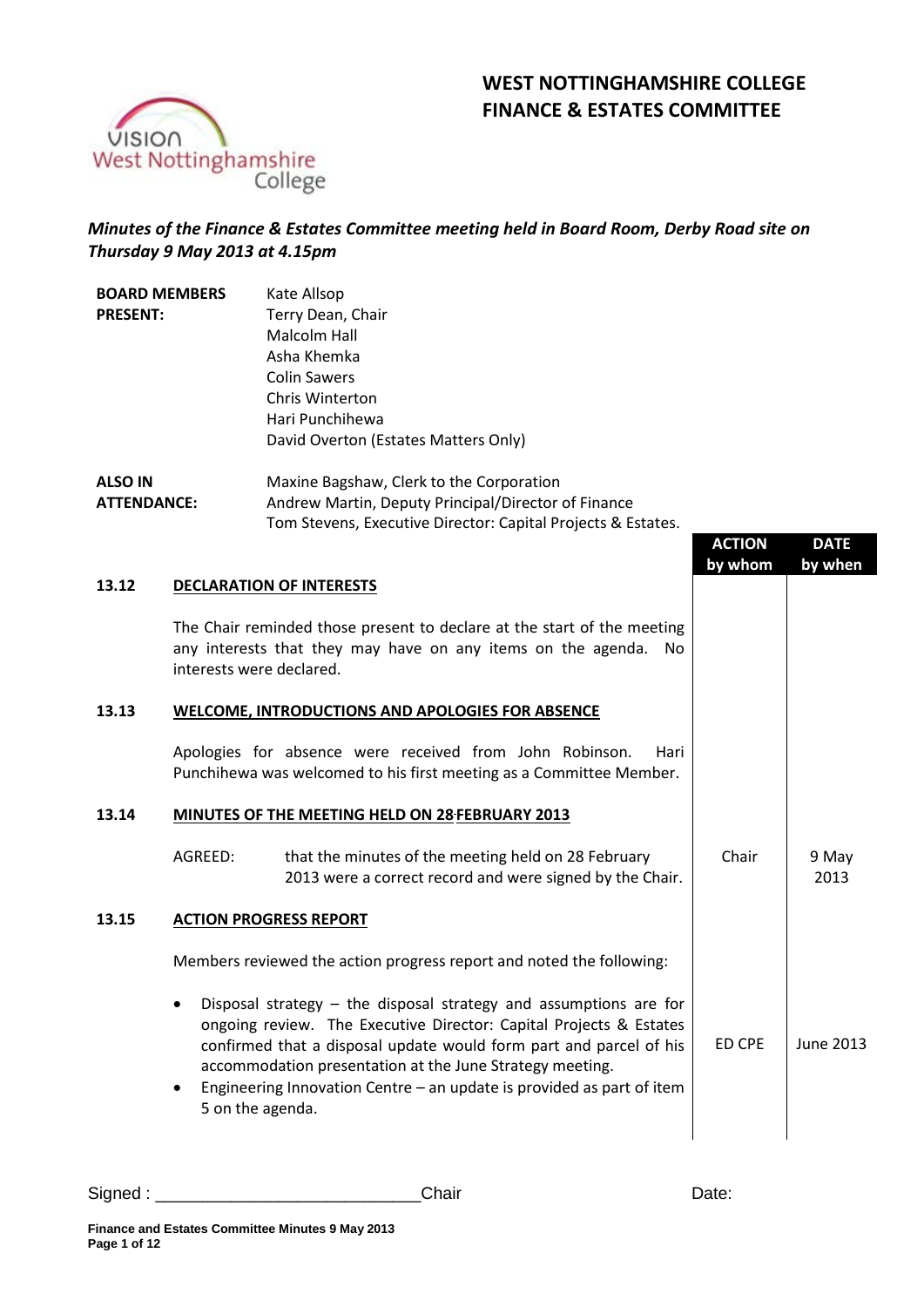# WEST NOTTINGHAMSHIRE COLLEGE
# FINANCE & ESTATES COMMITTEE

***Minutes of the Finance & Estates Committee meeting held in Board Room, Derby Road site on Thursday 9 May 2013 at 4.15pm***

| | |
|---|---|
| **BOARD MEMBERS PRESENT:** | Kate Allsop<br>Terry Dean, Chair<br>Malcolm Hall<br>Asha Khemka<br>Colin Sawers<br>Chris Winterton<br>Hari Punchihewa<br>David Overton (Estates Matters Only) |
| **ALSO IN ATTENDANCE:** | Maxine Bagshaw, Clerk to the Corporation<br>Andrew Martin, Deputy Principal/Director of Finance<br>Tom Stevens, Executive Director: Capital Projects & Estates. |

| | | ACTION by whom | DATE by when |
|---|---|---|---|
| **13.12** | **DECLARATION OF INTERESTS** | | |
| | The Chair reminded those present to declare at the start of the meeting any interests that they may have on any items on the agenda. No interests were declared. | | |
| **13.13** | **WELCOME, INTRODUCTIONS AND APOLOGIES FOR ABSENCE** | | |
| | Apologies for absence were received from John Robinson. Hari Punchihewa was welcomed to his first meeting as a Committee Member. | | |
| **13.14** | **MINUTES OF THE MEETING HELD ON 28 FEBRUARY 2013** | | |
| | AGREED: that the minutes of the meeting held on 28 February 2013 were a correct record and were signed by the Chair. | Chair | 9 May 2013 |
| **13.15** | **ACTION PROGRESS REPORT** | | |
| | Members reviewed the action progress report and noted the following: | | |
| | • Disposal strategy – the disposal strategy and assumptions are for ongoing review. The Executive Director: Capital Projects & Estates confirmed that a disposal update would form part and parcel of his accommodation presentation at the June Strategy meeting. | ED CPE | June 2013 |
| | • Engineering Innovation Centre – an update is provided as part of item 5 on the agenda. | | |

Signed : ___________________________Chair Date: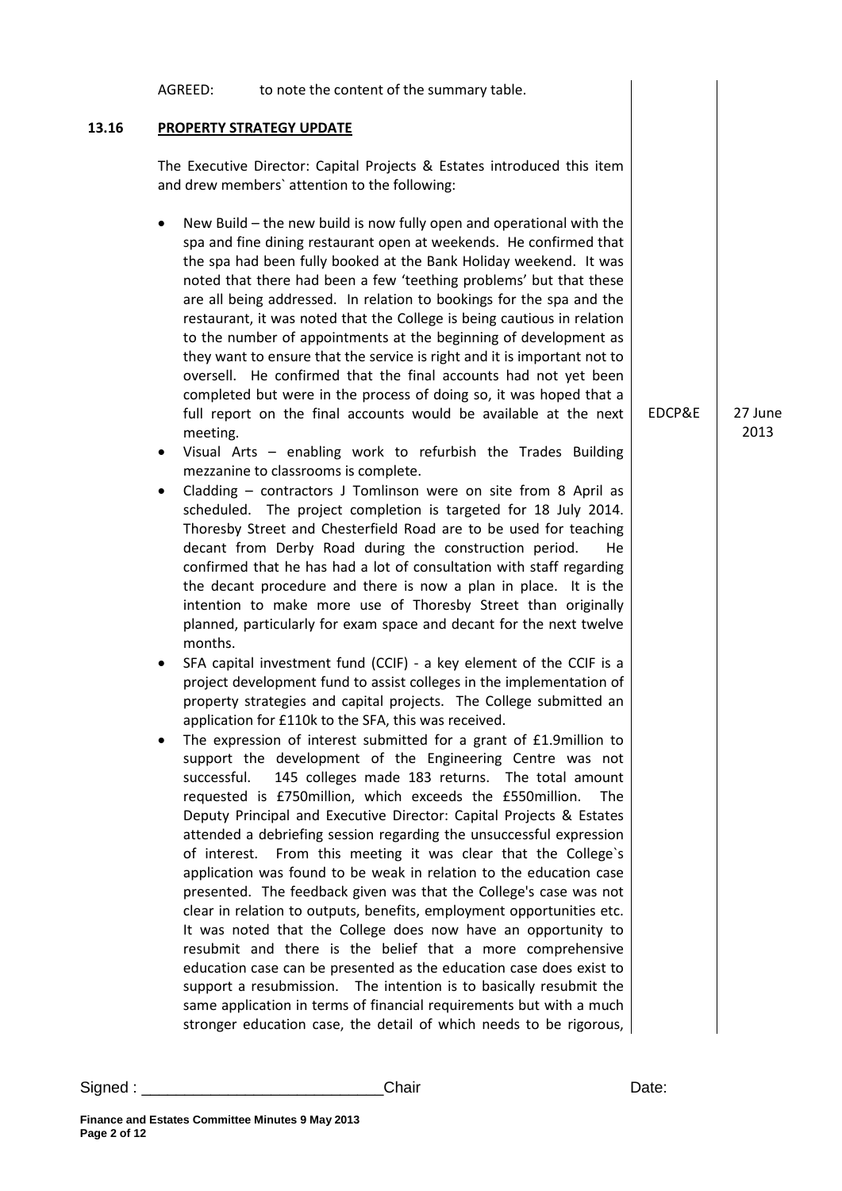AGREED: to note the content of the summary table.

## 13.16 PROPERTY STRATEGY UPDATE

The Executive Director: Capital Projects & Estates introduced this item and drew members` attention to the following:

- New Build – the new build is now fully open and operational with the spa and fine dining restaurant open at weekends. He confirmed that the spa had been fully booked at the Bank Holiday weekend. It was noted that there had been a few 'teething problems' but that these are all being addressed. In relation to bookings for the spa and the restaurant, it was noted that the College is being cautious in relation to the number of appointments at the beginning of development as they want to ensure that the service is right and it is important not to oversell. He confirmed that the final accounts had not yet been completed but were in the process of doing so, it was hoped that a full report on the final accounts would be available at the next meeting. **EDCP&E — 27 June 2013**
- Visual Arts – enabling work to refurbish the Trades Building mezzanine to classrooms is complete.
- Cladding – contractors J Tomlinson were on site from 8 April as scheduled. The project completion is targeted for 18 July 2014. Thoresby Street and Chesterfield Road are to be used for teaching decant from Derby Road during the construction period. He confirmed that he has had a lot of consultation with staff regarding the decant procedure and there is now a plan in place. It is the intention to make more use of Thoresby Street than originally planned, particularly for exam space and decant for the next twelve months.
- SFA capital investment fund (CCIF) - a key element of the CCIF is a project development fund to assist colleges in the implementation of property strategies and capital projects. The College submitted an application for £110k to the SFA, this was received.
- The expression of interest submitted for a grant of £1.9million to support the development of the Engineering Centre was not successful. 145 colleges made 183 returns. The total amount requested is £750million, which exceeds the £550million. The Deputy Principal and Executive Director: Capital Projects & Estates attended a debriefing session regarding the unsuccessful expression of interest. From this meeting it was clear that the College`s application was found to be weak in relation to the education case presented. The feedback given was that the College's case was not clear in relation to outputs, benefits, employment opportunities etc. It was noted that the College does now have an opportunity to resubmit and there is the belief that a more comprehensive education case can be presented as the education case does exist to support a resubmission. The intention is to basically resubmit the same application in terms of financial requirements but with a much stronger education case, the detail of which needs to be rigorous,

Signed : ___________________________Chair Date: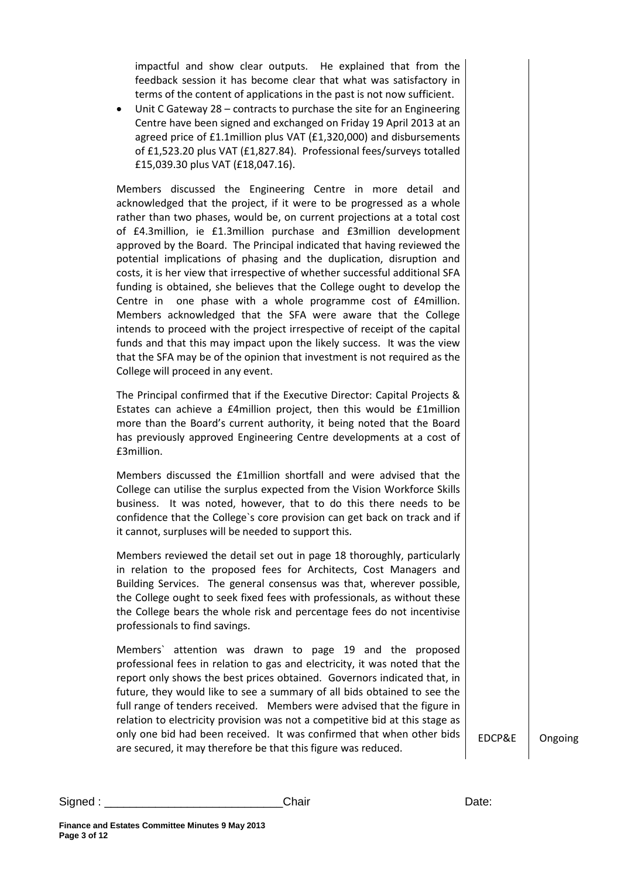impactful and show clear outputs. He explained that from the feedback session it has become clear that what was satisfactory in terms of the content of applications in the past is not now sufficient.

- Unit C Gateway 28 – contracts to purchase the site for an Engineering Centre have been signed and exchanged on Friday 19 April 2013 at an agreed price of £1.1million plus VAT (£1,320,000) and disbursements of £1,523.20 plus VAT (£1,827.84). Professional fees/surveys totalled £15,039.30 plus VAT (£18,047.16).

Members discussed the Engineering Centre in more detail and acknowledged that the project, if it were to be progressed as a whole rather than two phases, would be, on current projections at a total cost of £4.3million, ie £1.3million purchase and £3million development approved by the Board. The Principal indicated that having reviewed the potential implications of phasing and the duplication, disruption and costs, it is her view that irrespective of whether successful additional SFA funding is obtained, she believes that the College ought to develop the Centre in one phase with a whole programme cost of £4million. Members acknowledged that the SFA were aware that the College intends to proceed with the project irrespective of receipt of the capital funds and that this may impact upon the likely success. It was the view that the SFA may be of the opinion that investment is not required as the College will proceed in any event.

The Principal confirmed that if the Executive Director: Capital Projects & Estates can achieve a £4million project, then this would be £1million more than the Board's current authority, it being noted that the Board has previously approved Engineering Centre developments at a cost of £3million.

Members discussed the £1million shortfall and were advised that the College can utilise the surplus expected from the Vision Workforce Skills business. It was noted, however, that to do this there needs to be confidence that the College`s core provision can get back on track and if it cannot, surpluses will be needed to support this.

Members reviewed the detail set out in page 18 thoroughly, particularly in relation to the proposed fees for Architects, Cost Managers and Building Services. The general consensus was that, wherever possible, the College ought to seek fixed fees with professionals, as without these the College bears the whole risk and percentage fees do not incentivise professionals to find savings.

Members` attention was drawn to page 19 and the proposed professional fees in relation to gas and electricity, it was noted that the report only shows the best prices obtained. Governors indicated that, in future, they would like to see a summary of all bids obtained to see the full range of tenders received. Members were advised that the figure in relation to electricity provision was not a competitive bid at this stage as only one bid had been received. It was confirmed that when other bids are secured, it may therefore be that this figure was reduced. — EDCP&E — Ongoing

Signed : ___________________________Chair Date: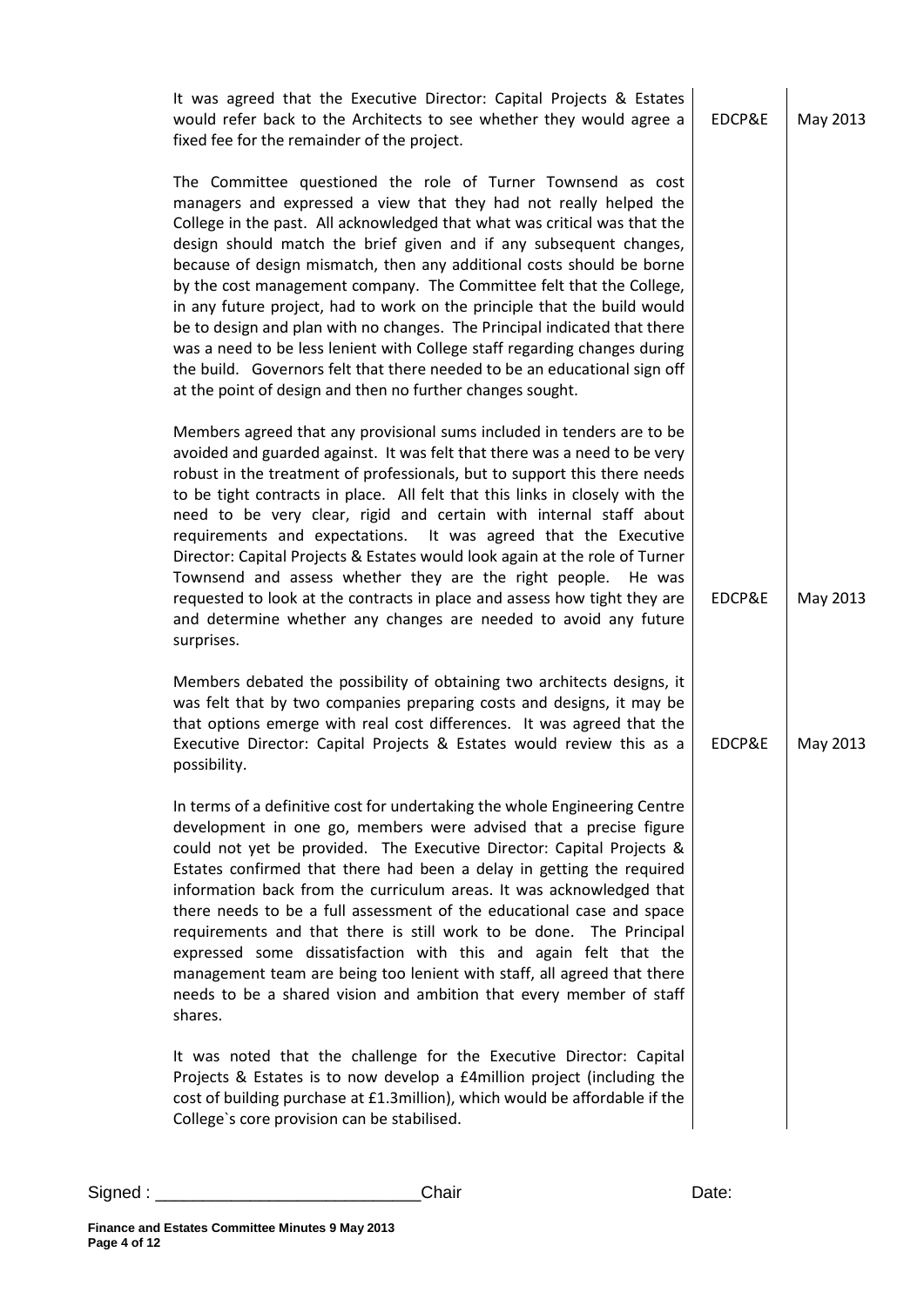| | | |
|---|---|---|
| It was agreed that the Executive Director: Capital Projects & Estates would refer back to the Architects to see whether they would agree a fixed fee for the remainder of the project. | EDCP&E | May 2013 |
| The Committee questioned the role of Turner Townsend as cost managers and expressed a view that they had not really helped the College in the past. All acknowledged that what was critical was that the design should match the brief given and if any subsequent changes, because of design mismatch, then any additional costs should be borne by the cost management company. The Committee felt that the College, in any future project, had to work on the principle that the build would be to design and plan with no changes. The Principal indicated that there was a need to be less lenient with College staff regarding changes during the build. Governors felt that there needed to be an educational sign off at the point of design and then no further changes sought. | | |
| Members agreed that any provisional sums included in tenders are to be avoided and guarded against. It was felt that there was a need to be very robust in the treatment of professionals, but to support this there needs to be tight contracts in place. All felt that this links in closely with the need to be very clear, rigid and certain with internal staff about requirements and expectations. It was agreed that the Executive Director: Capital Projects & Estates would look again at the role of Turner Townsend and assess whether they are the right people. He was requested to look at the contracts in place and assess how tight they are and determine whether any changes are needed to avoid any future surprises. | EDCP&E | May 2013 |
| Members debated the possibility of obtaining two architects designs, it was felt that by two companies preparing costs and designs, it may be that options emerge with real cost differences. It was agreed that the Executive Director: Capital Projects & Estates would review this as a possibility. | EDCP&E | May 2013 |
| In terms of a definitive cost for undertaking the whole Engineering Centre development in one go, members were advised that a precise figure could not yet be provided. The Executive Director: Capital Projects & Estates confirmed that there had been a delay in getting the required information back from the curriculum areas. It was acknowledged that there needs to be a full assessment of the educational case and space requirements and that there is still work to be done. The Principal expressed some dissatisfaction with this and again felt that the management team are being too lenient with staff, all agreed that there needs to be a shared vision and ambition that every member of staff shares. | | |
| It was noted that the challenge for the Executive Director: Capital Projects & Estates is to now develop a £4million project (including the cost of building purchase at £1.3million), which would be affordable if the College`s core provision can be stabilised. | | |

Signed : ___________________________Chair Date:

**Finance and Estates Committee Minutes 9 May 2013**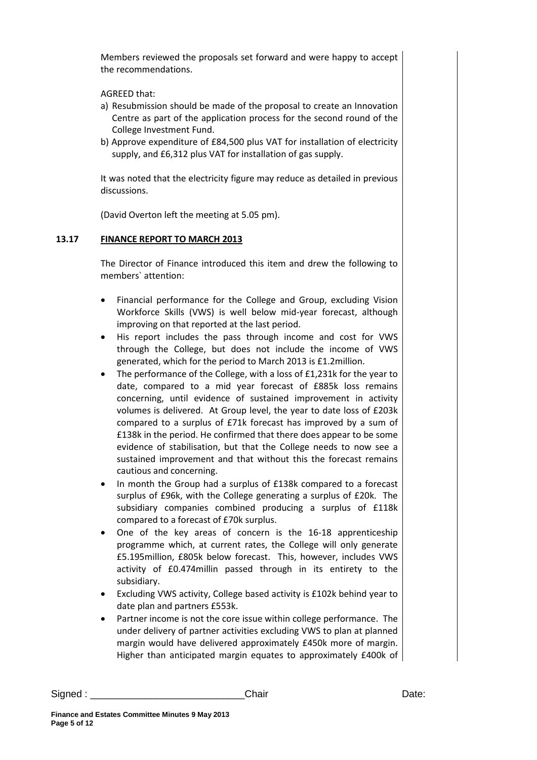Members reviewed the proposals set forward and were happy to accept the recommendations.

AGREED that:

a) Resubmission should be made of the proposal to create an Innovation Centre as part of the application process for the second round of the College Investment Fund.
b) Approve expenditure of £84,500 plus VAT for installation of electricity supply, and £6,312 plus VAT for installation of gas supply.

It was noted that the electricity figure may reduce as detailed in previous discussions.

(David Overton left the meeting at 5.05 pm).

**13.17 FINANCE REPORT TO MARCH 2013**

The Director of Finance introduced this item and drew the following to members` attention:

- Financial performance for the College and Group, excluding Vision Workforce Skills (VWS) is well below mid-year forecast, although improving on that reported at the last period.
- His report includes the pass through income and cost for VWS through the College, but does not include the income of VWS generated, which for the period to March 2013 is £1.2million.
- The performance of the College, with a loss of £1,231k for the year to date, compared to a mid year forecast of £885k loss remains concerning, until evidence of sustained improvement in activity volumes is delivered. At Group level, the year to date loss of £203k compared to a surplus of £71k forecast has improved by a sum of £138k in the period. He confirmed that there does appear to be some evidence of stabilisation, but that the College needs to now see a sustained improvement and that without this the forecast remains cautious and concerning.
- In month the Group had a surplus of £138k compared to a forecast surplus of £96k, with the College generating a surplus of £20k. The subsidiary companies combined producing a surplus of £118k compared to a forecast of £70k surplus.
- One of the key areas of concern is the 16-18 apprenticeship programme which, at current rates, the College will only generate £5.195million, £805k below forecast. This, however, includes VWS activity of £0.474millin passed through in its entirety to the subsidiary.
- Excluding VWS activity, College based activity is £102k behind year to date plan and partners £553k.
- Partner income is not the core issue within college performance. The under delivery of partner activities excluding VWS to plan at planned margin would have delivered approximately £450k more of margin. Higher than anticipated margin equates to approximately £400k of

Signed : ____________________________Chair Date: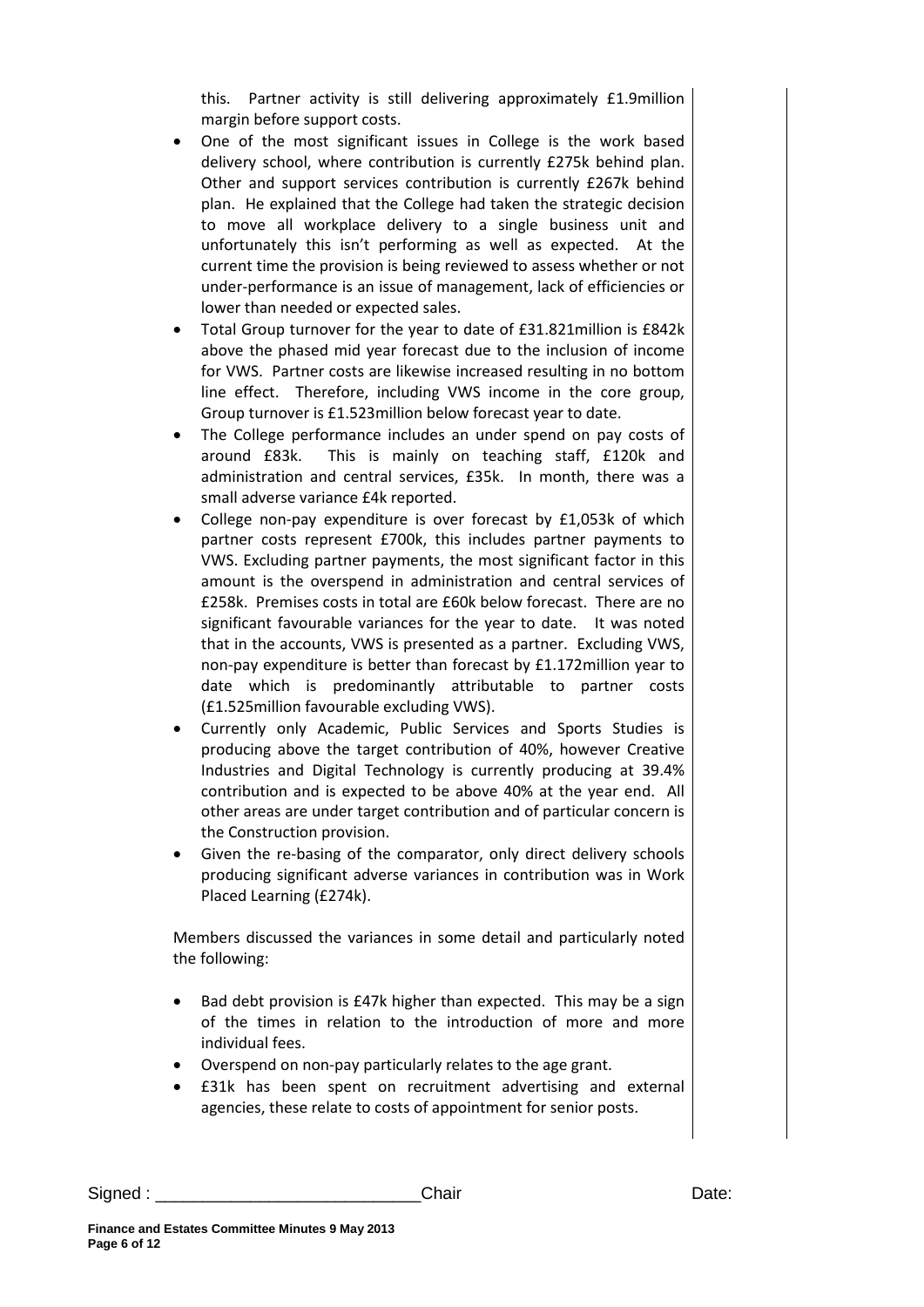this. Partner activity is still delivering approximately £1.9million margin before support costs.

- One of the most significant issues in College is the work based delivery school, where contribution is currently £275k behind plan. Other and support services contribution is currently £267k behind plan. He explained that the College had taken the strategic decision to move all workplace delivery to a single business unit and unfortunately this isn't performing as well as expected. At the current time the provision is being reviewed to assess whether or not under-performance is an issue of management, lack of efficiencies or lower than needed or expected sales.
- Total Group turnover for the year to date of £31.821million is £842k above the phased mid year forecast due to the inclusion of income for VWS. Partner costs are likewise increased resulting in no bottom line effect. Therefore, including VWS income in the core group, Group turnover is £1.523million below forecast year to date.
- The College performance includes an under spend on pay costs of around £83k. This is mainly on teaching staff, £120k and administration and central services, £35k. In month, there was a small adverse variance £4k reported.
- College non-pay expenditure is over forecast by £1,053k of which partner costs represent £700k, this includes partner payments to VWS. Excluding partner payments, the most significant factor in this amount is the overspend in administration and central services of £258k. Premises costs in total are £60k below forecast. There are no significant favourable variances for the year to date. It was noted that in the accounts, VWS is presented as a partner. Excluding VWS, non-pay expenditure is better than forecast by £1.172million year to date which is predominantly attributable to partner costs (£1.525million favourable excluding VWS).
- Currently only Academic, Public Services and Sports Studies is producing above the target contribution of 40%, however Creative Industries and Digital Technology is currently producing at 39.4% contribution and is expected to be above 40% at the year end. All other areas are under target contribution and of particular concern is the Construction provision.
- Given the re-basing of the comparator, only direct delivery schools producing significant adverse variances in contribution was in Work Placed Learning (£274k).

Members discussed the variances in some detail and particularly noted the following:

- Bad debt provision is £47k higher than expected. This may be a sign of the times in relation to the introduction of more and more individual fees.
- Overspend on non-pay particularly relates to the age grant.
- £31k has been spent on recruitment advertising and external agencies, these relate to costs of appointment for senior posts.

Signed : ___________________________Chair Date: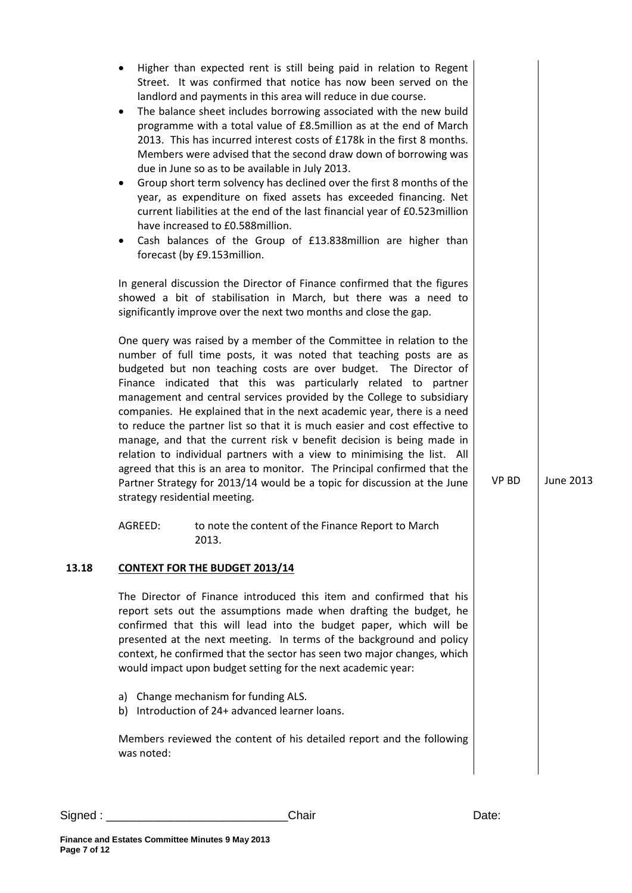- Higher than expected rent is still being paid in relation to Regent Street. It was confirmed that notice has now been served on the landlord and payments in this area will reduce in due course.
- The balance sheet includes borrowing associated with the new build programme with a total value of £8.5million as at the end of March 2013. This has incurred interest costs of £178k in the first 8 months. Members were advised that the second draw down of borrowing was due in June so as to be available in July 2013.
- Group short term solvency has declined over the first 8 months of the year, as expenditure on fixed assets has exceeded financing. Net current liabilities at the end of the last financial year of £0.523million have increased to £0.588million.
- Cash balances of the Group of £13.838million are higher than forecast (by £9.153million.

In general discussion the Director of Finance confirmed that the figures showed a bit of stabilisation in March, but there was a need to significantly improve over the next two months and close the gap.

One query was raised by a member of the Committee in relation to the number of full time posts, it was noted that teaching posts are as budgeted but non teaching costs are over budget. The Director of Finance indicated that this was particularly related to partner management and central services provided by the College to subsidiary companies. He explained that in the next academic year, there is a need to reduce the partner list so that it is much easier and cost effective to manage, and that the current risk v benefit decision is being made in relation to individual partners with a view to minimising the list. All agreed that this is an area to monitor. The Principal confirmed that the Partner Strategy for 2013/14 would be a topic for discussion at the June strategy residential meeting. — **VP BD** — **June 2013**

AGREED: to note the content of the Finance Report to March 2013.

## 13.18 CONTEXT FOR THE BUDGET 2013/14

The Director of Finance introduced this item and confirmed that his report sets out the assumptions made when drafting the budget, he confirmed that this will lead into the budget paper, which will be presented at the next meeting. In terms of the background and policy context, he confirmed that the sector has seen two major changes, which would impact upon budget setting for the next academic year:

a) Change mechanism for funding ALS.
b) Introduction of 24+ advanced learner loans.

Members reviewed the content of his detailed report and the following was noted:

Signed : ___________________________Chair Date:

Finance and Estates Committee Minutes 9 May 2013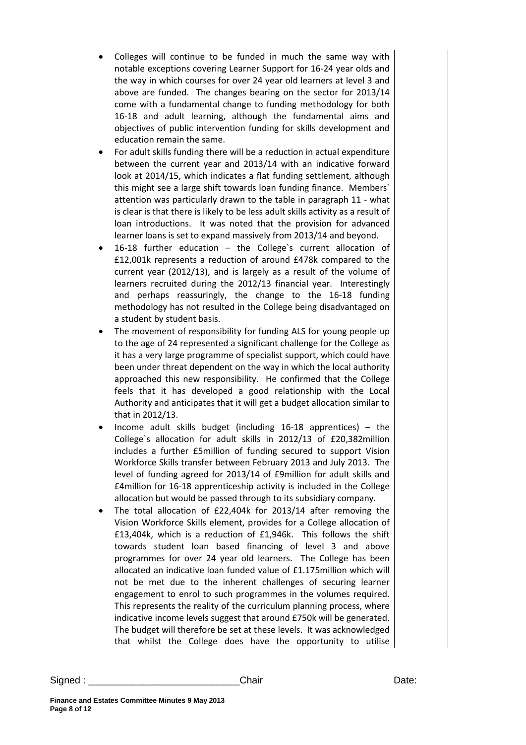- Colleges will continue to be funded in much the same way with notable exceptions covering Learner Support for 16-24 year olds and the way in which courses for over 24 year old learners at level 3 and above are funded. The changes bearing on the sector for 2013/14 come with a fundamental change to funding methodology for both 16-18 and adult learning, although the fundamental aims and objectives of public intervention funding for skills development and education remain the same.
- For adult skills funding there will be a reduction in actual expenditure between the current year and 2013/14 with an indicative forward look at 2014/15, which indicates a flat funding settlement, although this might see a large shift towards loan funding finance. Members` attention was particularly drawn to the table in paragraph 11 - what is clear is that there is likely to be less adult skills activity as a result of loan introductions. It was noted that the provision for advanced learner loans is set to expand massively from 2013/14 and beyond.
- 16-18 further education – the College`s current allocation of £12,001k represents a reduction of around £478k compared to the current year (2012/13), and is largely as a result of the volume of learners recruited during the 2012/13 financial year. Interestingly and perhaps reassuringly, the change to the 16-18 funding methodology has not resulted in the College being disadvantaged on a student by student basis.
- The movement of responsibility for funding ALS for young people up to the age of 24 represented a significant challenge for the College as it has a very large programme of specialist support, which could have been under threat dependent on the way in which the local authority approached this new responsibility. He confirmed that the College feels that it has developed a good relationship with the Local Authority and anticipates that it will get a budget allocation similar to that in 2012/13.
- Income adult skills budget (including 16-18 apprentices) – the College`s allocation for adult skills in 2012/13 of £20,382million includes a further £5million of funding secured to support Vision Workforce Skills transfer between February 2013 and July 2013. The level of funding agreed for 2013/14 of £9million for adult skills and £4million for 16-18 apprenticeship activity is included in the College allocation but would be passed through to its subsidiary company.
- The total allocation of £22,404k for 2013/14 after removing the Vision Workforce Skills element, provides for a College allocation of £13,404k, which is a reduction of £1,946k. This follows the shift towards student loan based financing of level 3 and above programmes for over 24 year old learners. The College has been allocated an indicative loan funded value of £1.175million which will not be met due to the inherent challenges of securing learner engagement to enrol to such programmes in the volumes required. This represents the reality of the curriculum planning process, where indicative income levels suggest that around £750k will be generated. The budget will therefore be set at these levels. It was acknowledged that whilst the College does have the opportunity to utilise

Signed : ___________________________Chair Date: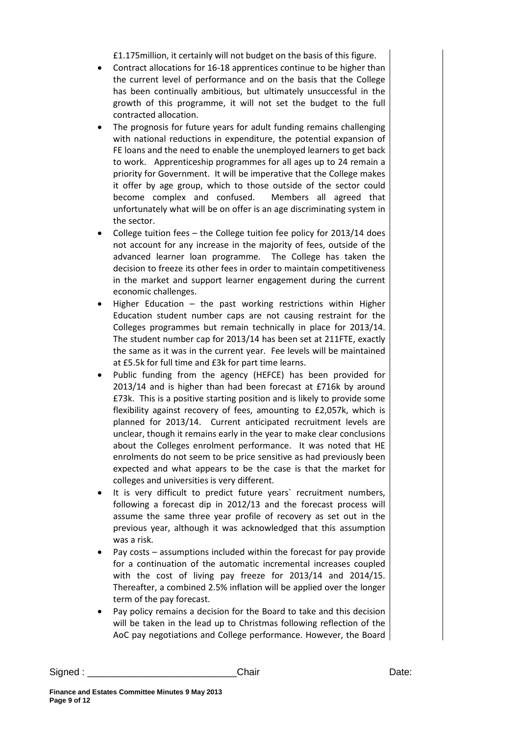£1.175million, it certainly will not budget on the basis of this figure.

- Contract allocations for 16-18 apprentices continue to be higher than the current level of performance and on the basis that the College has been continually ambitious, but ultimately unsuccessful in the growth of this programme, it will not set the budget to the full contracted allocation.
- The prognosis for future years for adult funding remains challenging with national reductions in expenditure, the potential expansion of FE loans and the need to enable the unemployed learners to get back to work. Apprenticeship programmes for all ages up to 24 remain a priority for Government. It will be imperative that the College makes it offer by age group, which to those outside of the sector could become complex and confused. Members all agreed that unfortunately what will be on offer is an age discriminating system in the sector.
- College tuition fees – the College tuition fee policy for 2013/14 does not account for any increase in the majority of fees, outside of the advanced learner loan programme. The College has taken the decision to freeze its other fees in order to maintain competitiveness in the market and support learner engagement during the current economic challenges.
- Higher Education – the past working restrictions within Higher Education student number caps are not causing restraint for the Colleges programmes but remain technically in place for 2013/14. The student number cap for 2013/14 has been set at 211FTE, exactly the same as it was in the current year. Fee levels will be maintained at £5.5k for full time and £3k for part time learns.
- Public funding from the agency (HEFCE) has been provided for 2013/14 and is higher than had been forecast at £716k by around £73k. This is a positive starting position and is likely to provide some flexibility against recovery of fees, amounting to £2,057k, which is planned for 2013/14. Current anticipated recruitment levels are unclear, though it remains early in the year to make clear conclusions about the Colleges enrolment performance. It was noted that HE enrolments do not seem to be price sensitive as had previously been expected and what appears to be the case is that the market for colleges and universities is very different.
- It is very difficult to predict future years` recruitment numbers, following a forecast dip in 2012/13 and the forecast process will assume the same three year profile of recovery as set out in the previous year, although it was acknowledged that this assumption was a risk.
- Pay costs – assumptions included within the forecast for pay provide for a continuation of the automatic incremental increases coupled with the cost of living pay freeze for 2013/14 and 2014/15. Thereafter, a combined 2.5% inflation will be applied over the longer term of the pay forecast.
- Pay policy remains a decision for the Board to take and this decision will be taken in the lead up to Christmas following reflection of the AoC pay negotiations and College performance. However, the Board

Signed : ___________________________Chair Date: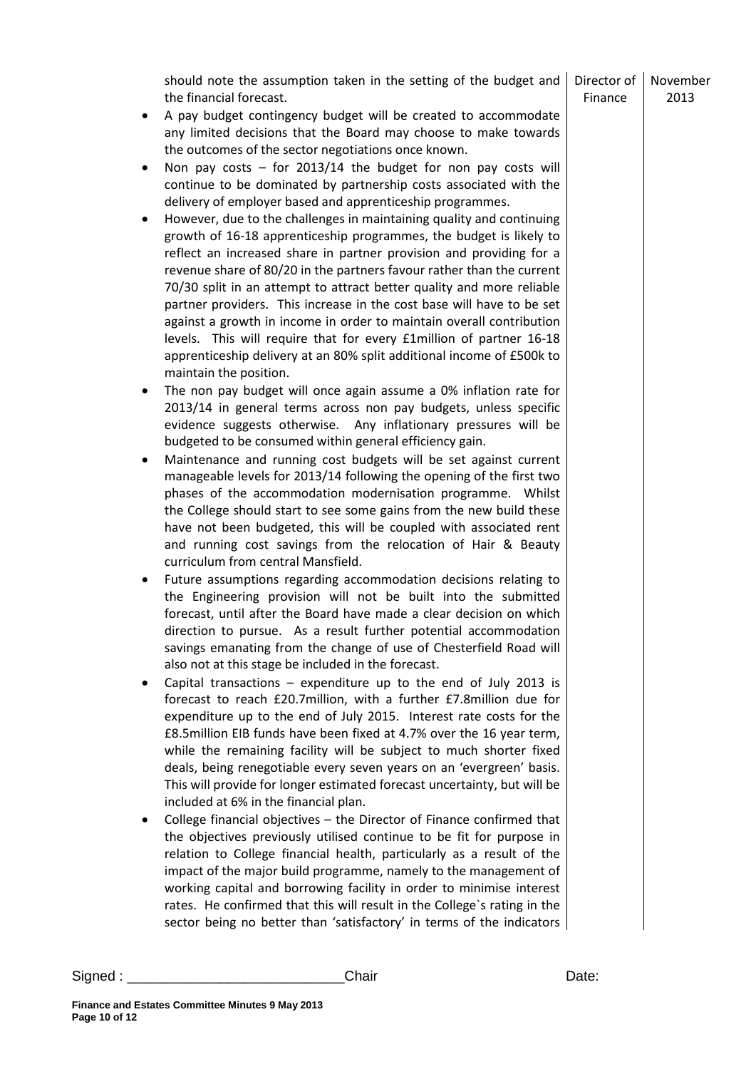| | | |
|---|---|---|
| should note the assumption taken in the setting of the budget and the financial forecast.<br>• A pay budget contingency budget will be created to accommodate any limited decisions that the Board may choose to make towards the outcomes of the sector negotiations once known.<br>• Non pay costs – for 2013/14 the budget for non pay costs will continue to be dominated by partnership costs associated with the delivery of employer based and apprenticeship programmes.<br>• However, due to the challenges in maintaining quality and continuing growth of 16-18 apprenticeship programmes, the budget is likely to reflect an increased share in partner provision and providing for a revenue share of 80/20 in the partners favour rather than the current 70/30 split in an attempt to attract better quality and more reliable partner providers. This increase in the cost base will have to be set against a growth in income in order to maintain overall contribution levels. This will require that for every £1million of partner 16-18 apprenticeship delivery at an 80% split additional income of £500k to maintain the position.<br>• The non pay budget will once again assume a 0% inflation rate for 2013/14 in general terms across non pay budgets, unless specific evidence suggests otherwise. Any inflationary pressures will be budgeted to be consumed within general efficiency gain.<br>• Maintenance and running cost budgets will be set against current manageable levels for 2013/14 following the opening of the first two phases of the accommodation modernisation programme. Whilst the College should start to see some gains from the new build these have not been budgeted, this will be coupled with associated rent and running cost savings from the relocation of Hair & Beauty curriculum from central Mansfield.<br>• Future assumptions regarding accommodation decisions relating to the Engineering provision will not be built into the submitted forecast, until after the Board have made a clear decision on which direction to pursue. As a result further potential accommodation savings emanating from the change of use of Chesterfield Road will also not at this stage be included in the forecast.<br>• Capital transactions – expenditure up to the end of July 2013 is forecast to reach £20.7million, with a further £7.8million due for expenditure up to the end of July 2015. Interest rate costs for the £8.5million EIB funds have been fixed at 4.7% over the 16 year term, while the remaining facility will be subject to much shorter fixed deals, being renegotiable every seven years on an 'evergreen' basis. This will provide for longer estimated forecast uncertainty, but will be included at 6% in the financial plan.<br>• College financial objectives – the Director of Finance confirmed that the objectives previously utilised continue to be fit for purpose in relation to College financial health, particularly as a result of the impact of the major build programme, namely to the management of working capital and borrowing facility in order to minimise interest rates. He confirmed that this will result in the College`s rating in the sector being no better than 'satisfactory' in terms of the indicators | Director of Finance | November 2013 |

Signed : ___________________________Chair Date: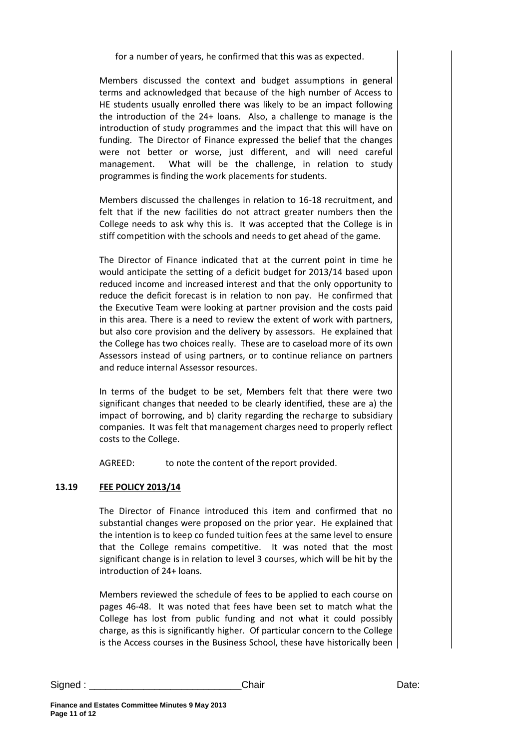for a number of years, he confirmed that this was as expected.

Members discussed the context and budget assumptions in general terms and acknowledged that because of the high number of Access to HE students usually enrolled there was likely to be an impact following the introduction of the 24+ loans. Also, a challenge to manage is the introduction of study programmes and the impact that this will have on funding. The Director of Finance expressed the belief that the changes were not better or worse, just different, and will need careful management. What will be the challenge, in relation to study programmes is finding the work placements for students.

Members discussed the challenges in relation to 16-18 recruitment, and felt that if the new facilities do not attract greater numbers then the College needs to ask why this is. It was accepted that the College is in stiff competition with the schools and needs to get ahead of the game.

The Director of Finance indicated that at the current point in time he would anticipate the setting of a deficit budget for 2013/14 based upon reduced income and increased interest and that the only opportunity to reduce the deficit forecast is in relation to non pay. He confirmed that the Executive Team were looking at partner provision and the costs paid in this area. There is a need to review the extent of work with partners, but also core provision and the delivery by assessors. He explained that the College has two choices really. These are to caseload more of its own Assessors instead of using partners, or to continue reliance on partners and reduce internal Assessor resources.

In terms of the budget to be set, Members felt that there were two significant changes that needed to be clearly identified, these are a) the impact of borrowing, and b) clarity regarding the recharge to subsidiary companies. It was felt that management charges need to properly reflect costs to the College.

AGREED: to note the content of the report provided.

## 13.19 FEE POLICY 2013/14

The Director of Finance introduced this item and confirmed that no substantial changes were proposed on the prior year. He explained that the intention is to keep co funded tuition fees at the same level to ensure that the College remains competitive. It was noted that the most significant change is in relation to level 3 courses, which will be hit by the introduction of 24+ loans.

Members reviewed the schedule of fees to be applied to each course on pages 46-48. It was noted that fees have been set to match what the College has lost from public funding and not what it could possibly charge, as this is significantly higher. Of particular concern to the College is the Access courses in the Business School, these have historically been

Signed : ___________________________Chair Date: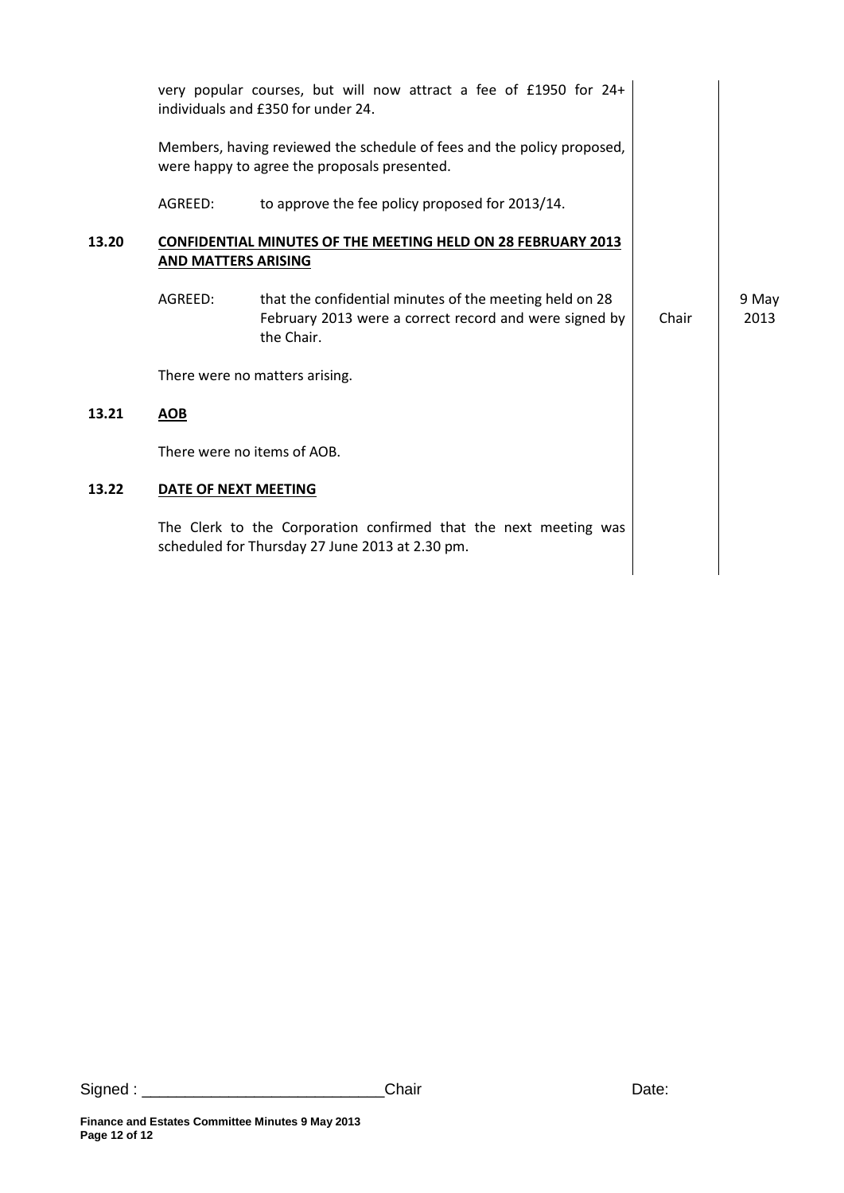very popular courses, but will now attract a fee of £1950 for 24+ individuals and £350 for under 24.

Members, having reviewed the schedule of fees and the policy proposed, were happy to agree the proposals presented.

AGREED: to approve the fee policy proposed for 2013/14.

**13.20 CONFIDENTIAL MINUTES OF THE MEETING HELD ON 28 FEBRUARY 2013 AND MATTERS ARISING**

| | | |
|---|---|---|
| AGREED: that the confidential minutes of the meeting held on 28 February 2013 were a correct record and were signed by the Chair. | Chair | 9 May 2013 |

There were no matters arising.

**13.21 AOB**

There were no items of AOB.

**13.22 DATE OF NEXT MEETING**

The Clerk to the Corporation confirmed that the next meeting was scheduled for Thursday 27 June 2013 at 2.30 pm.

Signed : ___________________________Chair Date: